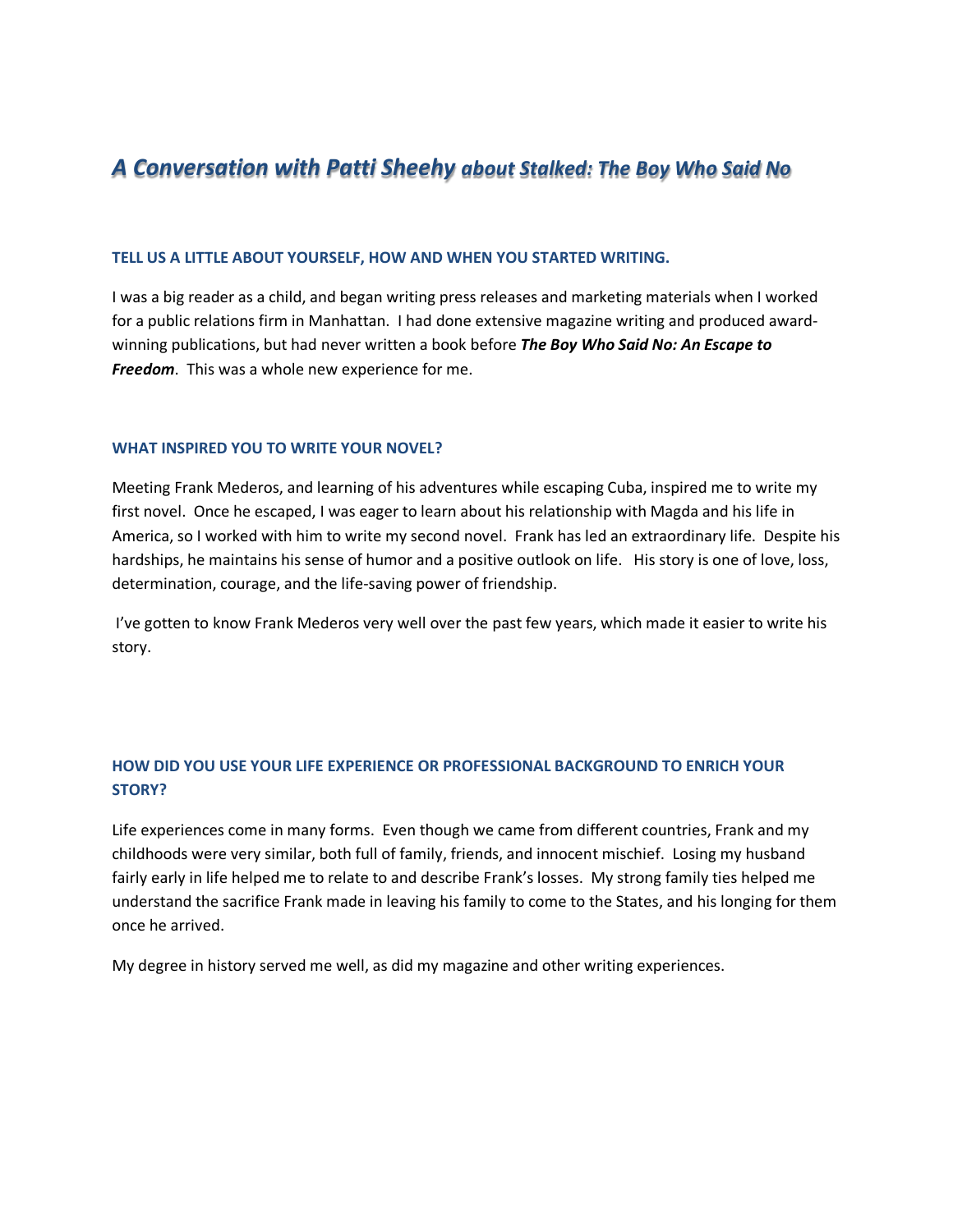# *A Conversation with Patti Sheehy about Stalked: The Boy Who Said No*

### TELL US A LITTLE ABOUT YOURSELF, HOW AND WHEN YOU STARTED WRITING.

I was a big reader as a child, and began writing press releases and marketing materials when I worked for a public relations firm in Manhattan. I had done extensive magazine writing and produced award-winning publications, but had never written a book before ***The Boy Who Said No: An Escape to Freedom***. This was a whole new experience for me.

### WHAT INSPIRED YOU TO WRITE YOUR NOVEL?

Meeting Frank Mederos, and learning of his adventures while escaping Cuba, inspired me to write my first novel. Once he escaped, I was eager to learn about his relationship with Magda and his life in America, so I worked with him to write my second novel. Frank has led an extraordinary life. Despite his hardships, he maintains his sense of humor and a positive outlook on life. His story is one of love, loss, determination, courage, and the life-saving power of friendship.

I've gotten to know Frank Mederos very well over the past few years, which made it easier to write his story.

### HOW DID YOU USE YOUR LIFE EXPERIENCE OR PROFESSIONAL BACKGROUND TO ENRICH YOUR STORY?

Life experiences come in many forms. Even though we came from different countries, Frank and my childhoods were very similar, both full of family, friends, and innocent mischief. Losing my husband fairly early in life helped me to relate to and describe Frank's losses. My strong family ties helped me understand the sacrifice Frank made in leaving his family to come to the States, and his longing for them once he arrived.

My degree in history served me well, as did my magazine and other writing experiences.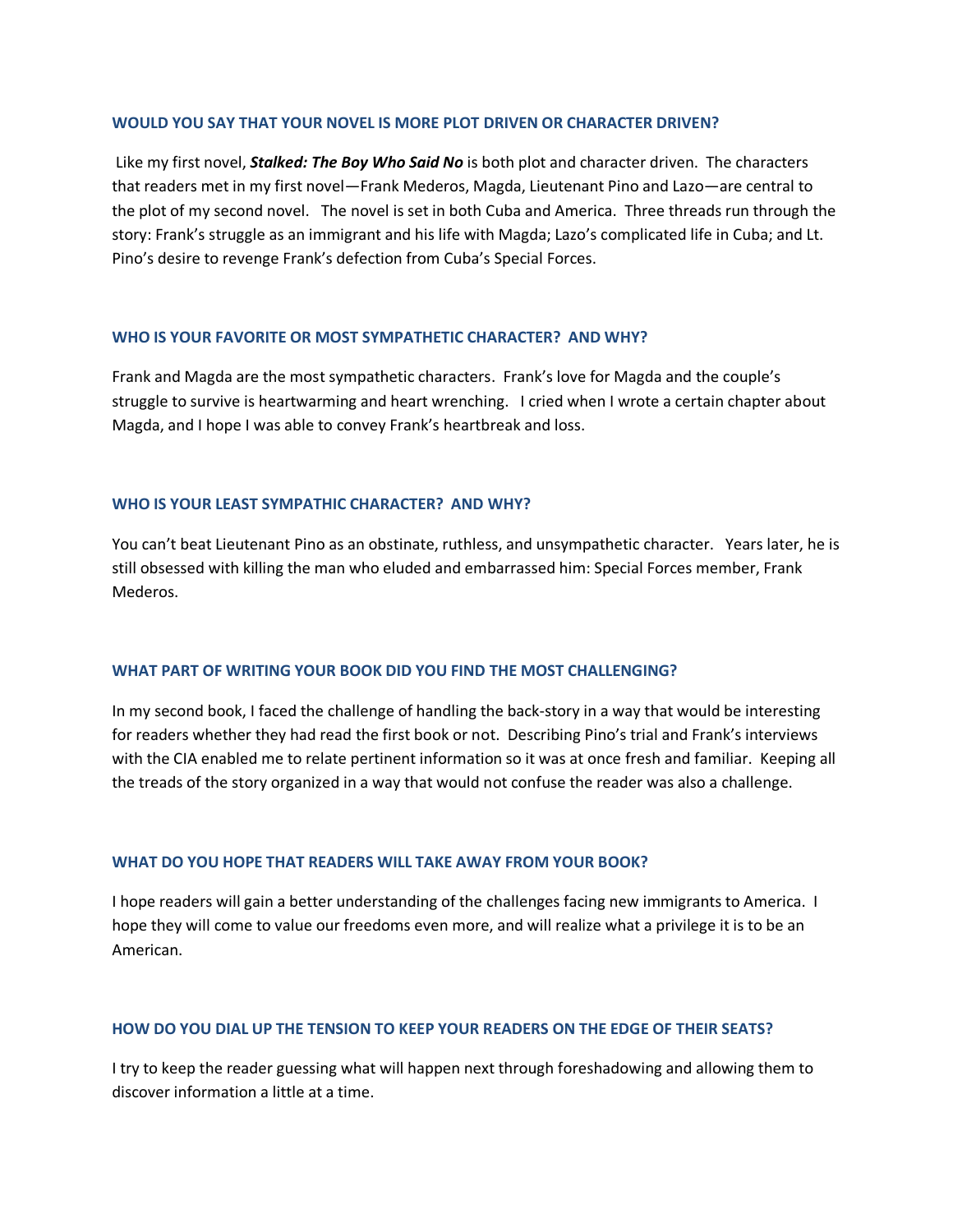### WOULD YOU SAY THAT YOUR NOVEL IS MORE PLOT DRIVEN OR CHARACTER DRIVEN?

Like my first novel, ***Stalked: The Boy Who Said No*** is both plot and character driven. The characters that readers met in my first novel—Frank Mederos, Magda, Lieutenant Pino and Lazo—are central to the plot of my second novel. The novel is set in both Cuba and America. Three threads run through the story: Frank's struggle as an immigrant and his life with Magda; Lazo's complicated life in Cuba; and Lt. Pino's desire to revenge Frank's defection from Cuba's Special Forces.

### WHO IS YOUR FAVORITE OR MOST SYMPATHETIC CHARACTER? AND WHY?

Frank and Magda are the most sympathetic characters. Frank's love for Magda and the couple's struggle to survive is heartwarming and heart wrenching. I cried when I wrote a certain chapter about Magda, and I hope I was able to convey Frank's heartbreak and loss.

### WHO IS YOUR LEAST SYMPATHIC CHARACTER? AND WHY?

You can't beat Lieutenant Pino as an obstinate, ruthless, and unsympathetic character. Years later, he is still obsessed with killing the man who eluded and embarrassed him: Special Forces member, Frank Mederos.

### WHAT PART OF WRITING YOUR BOOK DID YOU FIND THE MOST CHALLENGING?

In my second book, I faced the challenge of handling the back-story in a way that would be interesting for readers whether they had read the first book or not. Describing Pino's trial and Frank's interviews with the CIA enabled me to relate pertinent information so it was at once fresh and familiar. Keeping all the treads of the story organized in a way that would not confuse the reader was also a challenge.

### WHAT DO YOU HOPE THAT READERS WILL TAKE AWAY FROM YOUR BOOK?

I hope readers will gain a better understanding of the challenges facing new immigrants to America. I hope they will come to value our freedoms even more, and will realize what a privilege it is to be an American.

### HOW DO YOU DIAL UP THE TENSION TO KEEP YOUR READERS ON THE EDGE OF THEIR SEATS?

I try to keep the reader guessing what will happen next through foreshadowing and allowing them to discover information a little at a time.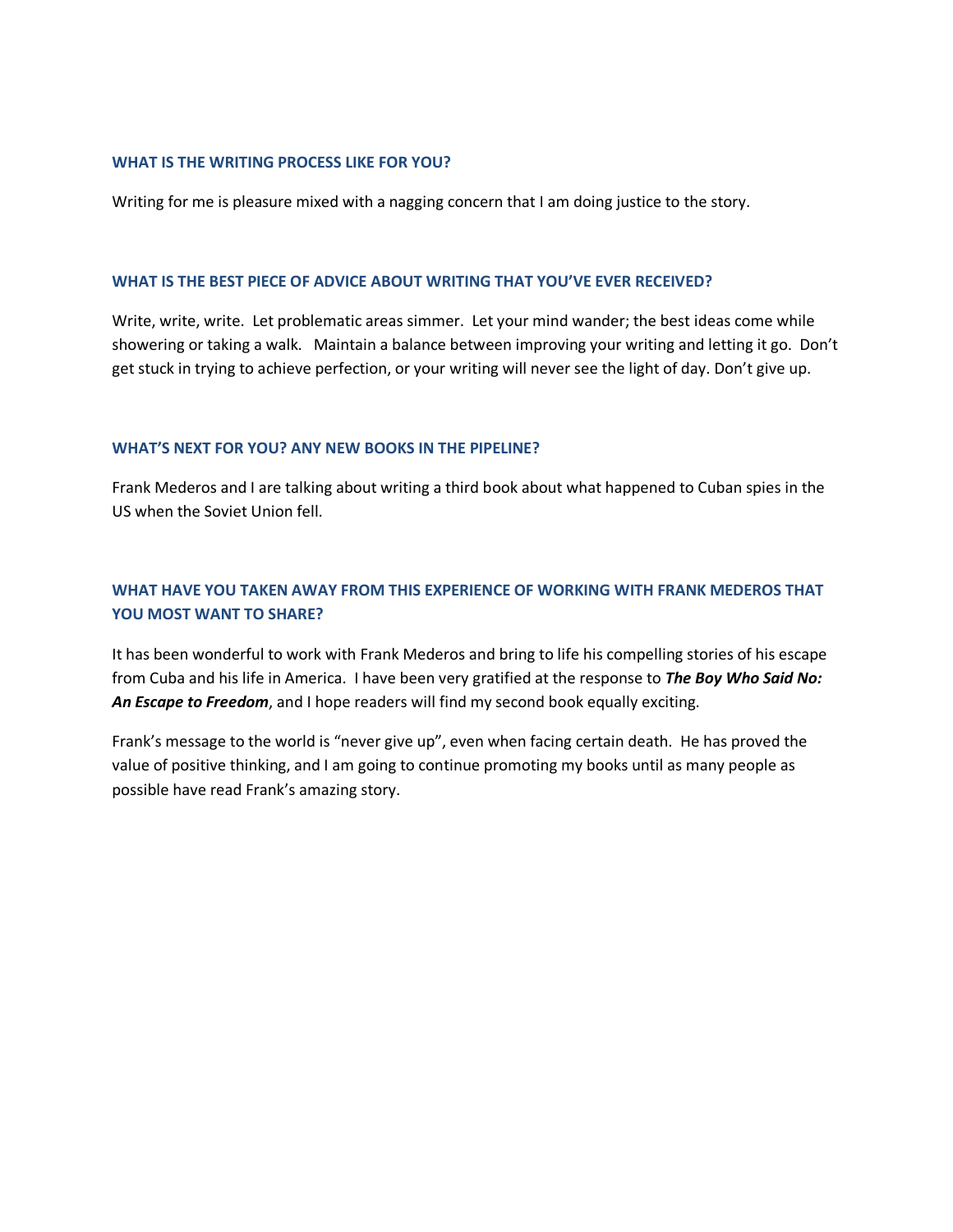### WHAT IS THE WRITING PROCESS LIKE FOR YOU?

Writing for me is pleasure mixed with a nagging concern that I am doing justice to the story.

### WHAT IS THE BEST PIECE OF ADVICE ABOUT WRITING THAT YOU'VE EVER RECEIVED?

Write, write, write. Let problematic areas simmer. Let your mind wander; the best ideas come while showering or taking a walk. Maintain a balance between improving your writing and letting it go. Don't get stuck in trying to achieve perfection, or your writing will never see the light of day. Don't give up.

### WHAT'S NEXT FOR YOU? ANY NEW BOOKS IN THE PIPELINE?

Frank Mederos and I are talking about writing a third book about what happened to Cuban spies in the US when the Soviet Union fell.

### WHAT HAVE YOU TAKEN AWAY FROM THIS EXPERIENCE OF WORKING WITH FRANK MEDEROS THAT YOU MOST WANT TO SHARE?

It has been wonderful to work with Frank Mederos and bring to life his compelling stories of his escape from Cuba and his life in America. I have been very gratified at the response to ***The Boy Who Said No: An Escape to Freedom***, and I hope readers will find my second book equally exciting.

Frank's message to the world is "never give up", even when facing certain death. He has proved the value of positive thinking, and I am going to continue promoting my books until as many people as possible have read Frank's amazing story.